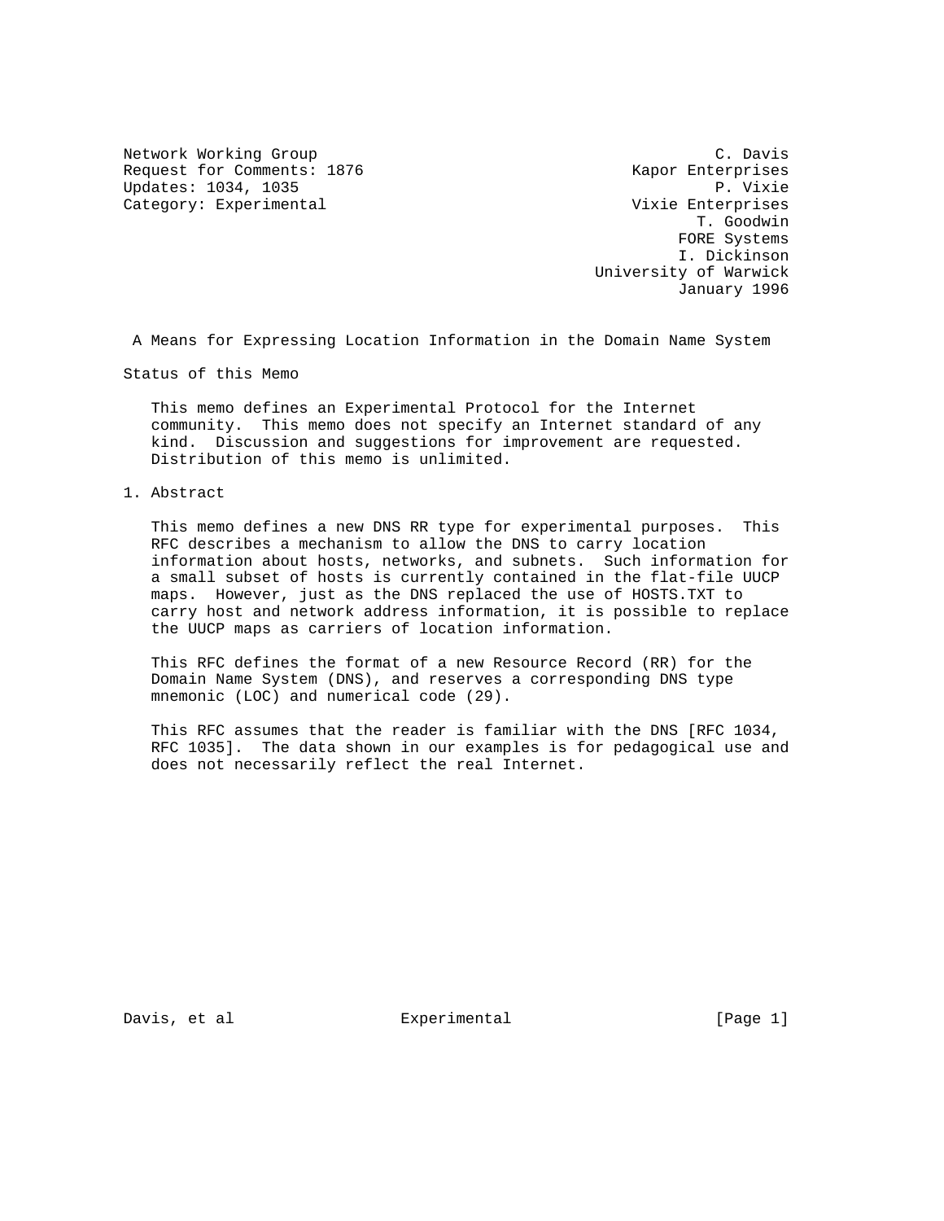Network Working Group C. Davis
Request for Comments: 1876 Kapor Enterprises
Updates: 1034, 1035 P. Vixie
Category: Experimental Vixie Enterprises
T. Goodwin
FORE Systems
I. Dickinson
University of Warwick
January 1996

# A Means for Expressing Location Information in the Domain Name System

## Status of this Memo

This memo defines an Experimental Protocol for the Internet community. This memo does not specify an Internet standard of any kind. Discussion and suggestions for improvement are requested. Distribution of this memo is unlimited.

## 1. Abstract

This memo defines a new DNS RR type for experimental purposes. This RFC describes a mechanism to allow the DNS to carry location information about hosts, networks, and subnets. Such information for a small subset of hosts is currently contained in the flat-file UUCP maps. However, just as the DNS replaced the use of HOSTS.TXT to carry host and network address information, it is possible to replace the UUCP maps as carriers of location information.

This RFC defines the format of a new Resource Record (RR) for the Domain Name System (DNS), and reserves a corresponding DNS type mnemonic (LOC) and numerical code (29).

This RFC assumes that the reader is familiar with the DNS [RFC 1034, RFC 1035]. The data shown in our examples is for pedagogical use and does not necessarily reflect the real Internet.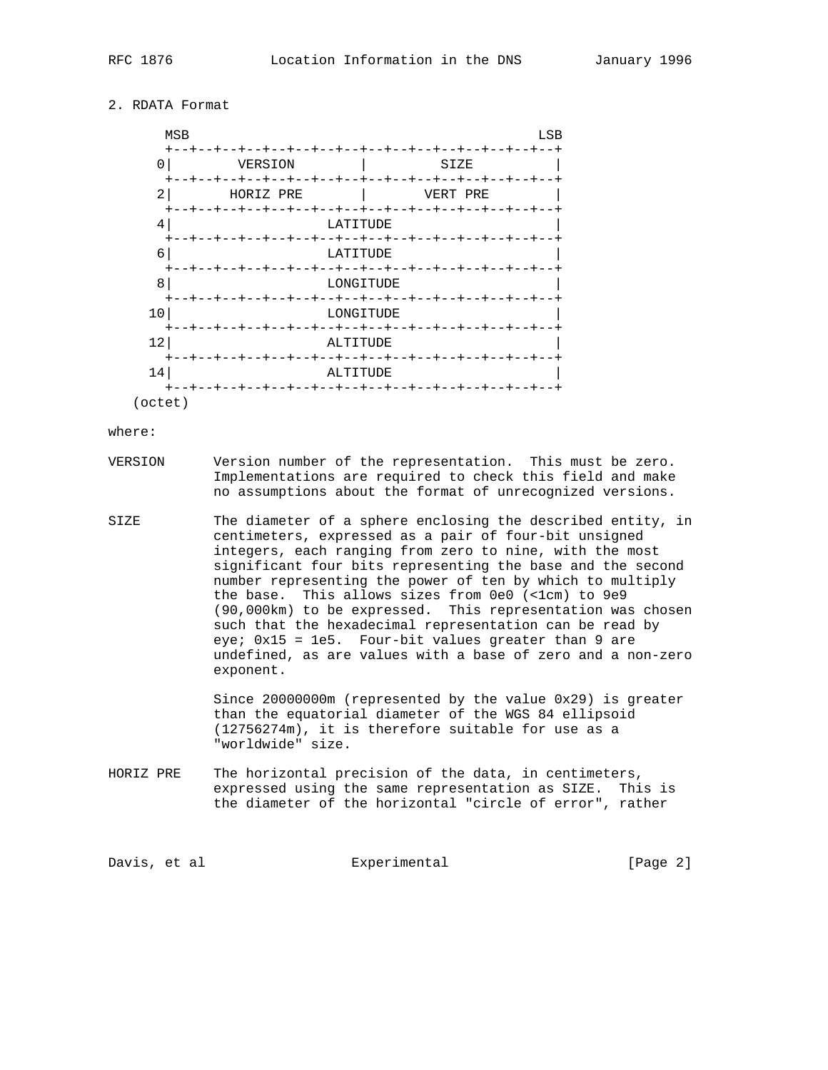## 2. RDATA Format

```
       MSB                                           LSB
       +--+--+--+--+--+--+--+--+--+--+--+--+--+--+--+--+
      0|        VERSION        |         SIZE          |
       +--+--+--+--+--+--+--+--+--+--+--+--+--+--+--+--+
      2|       HORIZ PRE       |       VERT PRE        |
       +--+--+--+--+--+--+--+--+--+--+--+--+--+--+--+--+
      4|                   LATITUDE                    |
       +--+--+--+--+--+--+--+--+--+--+--+--+--+--+--+--+
      6|                   LATITUDE                    |
       +--+--+--+--+--+--+--+--+--+--+--+--+--+--+--+--+
      8|                   LONGITUDE                   |
       +--+--+--+--+--+--+--+--+--+--+--+--+--+--+--+--+
     10|                   LONGITUDE                   |
       +--+--+--+--+--+--+--+--+--+--+--+--+--+--+--+--+
     12|                   ALTITUDE                    |
       +--+--+--+--+--+--+--+--+--+--+--+--+--+--+--+--+
     14|                   ALTITUDE                    |
       +--+--+--+--+--+--+--+--+--+--+--+--+--+--+--+--+
   (octet)
```

where:

VERSION      Version number of the representation. This must be zero. Implementations are required to check this field and make no assumptions about the format of unrecognized versions.

SIZE         The diameter of a sphere enclosing the described entity, in centimeters, expressed as a pair of four-bit unsigned integers, each ranging from zero to nine, with the most significant four bits representing the base and the second number representing the power of ten by which to multiply the base. This allows sizes from 0e0 (<1cm) to 9e9 (90,000km) to be expressed. This representation was chosen such that the hexadecimal representation can be read by eye; 0x15 = 1e5. Four-bit values greater than 9 are undefined, as are values with a base of zero and a non-zero exponent.

Since 20000000m (represented by the value 0x29) is greater than the equatorial diameter of the WGS 84 ellipsoid (12756274m), it is therefore suitable for use as a "worldwide" size.

HORIZ PRE    The horizontal precision of the data, in centimeters, expressed using the same representation as SIZE. This is the diameter of the horizontal "circle of error", rather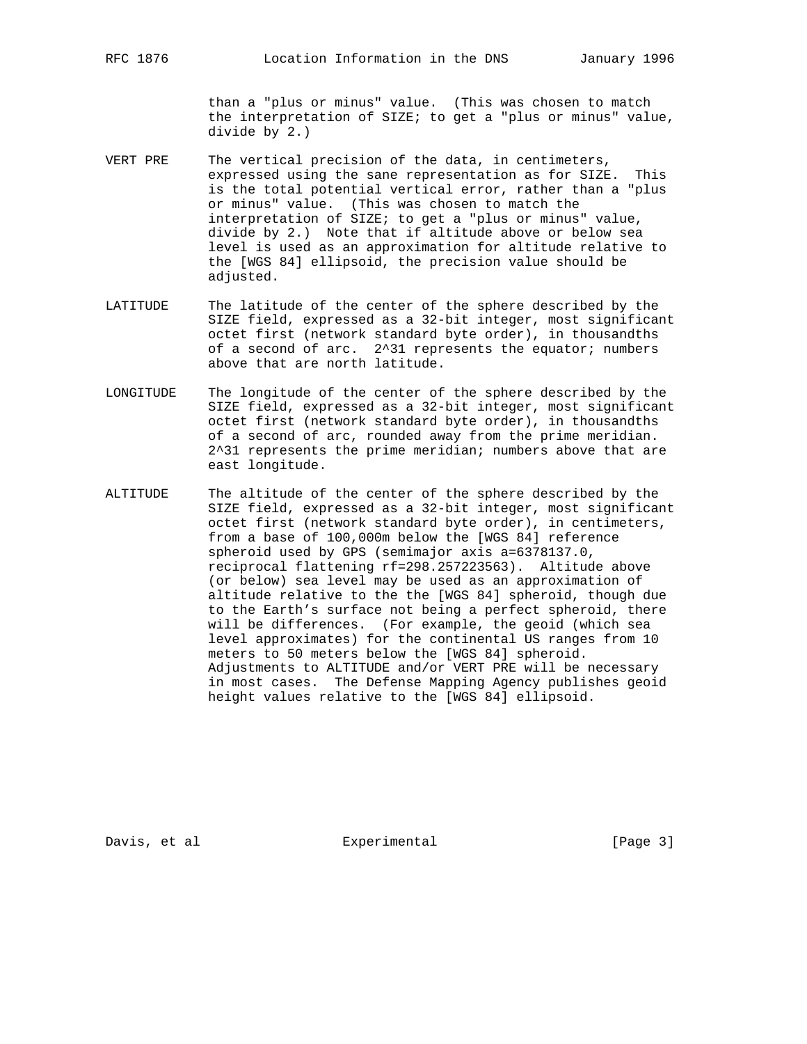than a "plus or minus" value. (This was chosen to match the interpretation of SIZE; to get a "plus or minus" value, divide by 2.)

VERT PRE
: The vertical precision of the data, in centimeters, expressed using the sane representation as for SIZE. This is the total potential vertical error, rather than a "plus or minus" value. (This was chosen to match the interpretation of SIZE; to get a "plus or minus" value, divide by 2.) Note that if altitude above or below sea level is used as an approximation for altitude relative to the [WGS 84] ellipsoid, the precision value should be adjusted.

LATITUDE
: The latitude of the center of the sphere described by the SIZE field, expressed as a 32-bit integer, most significant octet first (network standard byte order), in thousandths of a second of arc. $2^{31}$ represents the equator; numbers above that are north latitude.

LONGITUDE
: The longitude of the center of the sphere described by the SIZE field, expressed as a 32-bit integer, most significant octet first (network standard byte order), in thousandths of a second of arc, rounded away from the prime meridian. $2^{31}$ represents the prime meridian; numbers above that are east longitude.

ALTITUDE
: The altitude of the center of the sphere described by the SIZE field, expressed as a 32-bit integer, most significant octet first (network standard byte order), in centimeters, from a base of 100,000m below the [WGS 84] reference spheroid used by GPS (semimajor axis a=6378137.0, reciprocal flattening rf=298.257223563). Altitude above (or below) sea level may be used as an approximation of altitude relative to the the [WGS 84] spheroid, though due to the Earth's surface not being a perfect spheroid, there will be differences. (For example, the geoid (which sea level approximates) for the continental US ranges from 10 meters to 50 meters below the [WGS 84] spheroid. Adjustments to ALTITUDE and/or VERT PRE will be necessary in most cases. The Defense Mapping Agency publishes geoid height values relative to the [WGS 84] ellipsoid.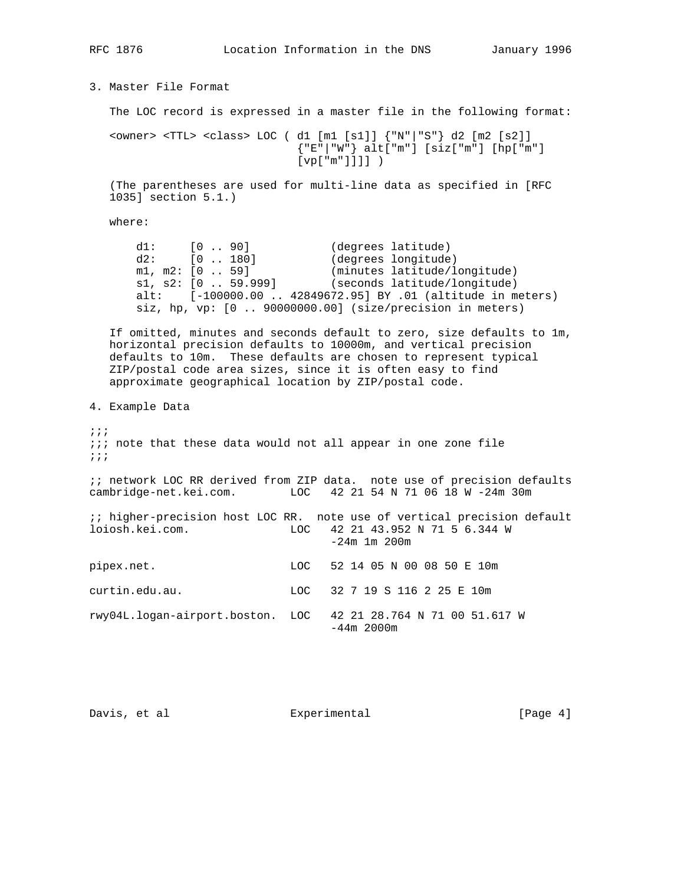## 3. Master File Format

The LOC record is expressed in a master file in the following format:

```
<owner> <TTL> <class> LOC ( d1 [m1 [s1]] {"N"|"S"} d2 [m2 [s2]]
                            {"E"|"W"} alt["m"] [siz["m"] [hp["m"]
                            [vp["m"]]]] )
```

(The parentheses are used for multi-line data as specified in [RFC 1035] section 5.1.)

where:

```
d1:     [0 .. 90]            (degrees latitude)
d2:     [0 .. 180]           (degrees longitude)
m1, m2: [0 .. 59]            (minutes latitude/longitude)
s1, s2: [0 .. 59.999]        (seconds latitude/longitude)
alt:    [-100000.00 .. 42849672.95] BY .01 (altitude in meters)
siz, hp, vp: [0 .. 90000000.00] (size/precision in meters)
```

If omitted, minutes and seconds default to zero, size defaults to 1m, horizontal precision defaults to 10000m, and vertical precision defaults to 10m. These defaults are chosen to represent typical ZIP/postal code area sizes, since it is often easy to find approximate geographical location by ZIP/postal code.

## 4. Example Data

```
;;;
;;; note that these data would not all appear in one zone file
;;;

;; network LOC RR derived from ZIP data.  note use of precision defaults
cambridge-net.kei.com.        LOC   42 21 54 N 71 06 18 W -24m 30m

;; higher-precision host LOC RR.  note use of vertical precision default
loiosh.kei.com.               LOC   42 21 43.952 N 71 5 6.344 W
                                    -24m 1m 200m

pipex.net.                    LOC   52 14 05 N 00 08 50 E 10m

curtin.edu.au.                LOC   32 7 19 S 116 2 25 E 10m

rwy04L.logan-airport.boston.  LOC   42 21 28.764 N 71 00 51.617 W
                                    -44m 2000m
```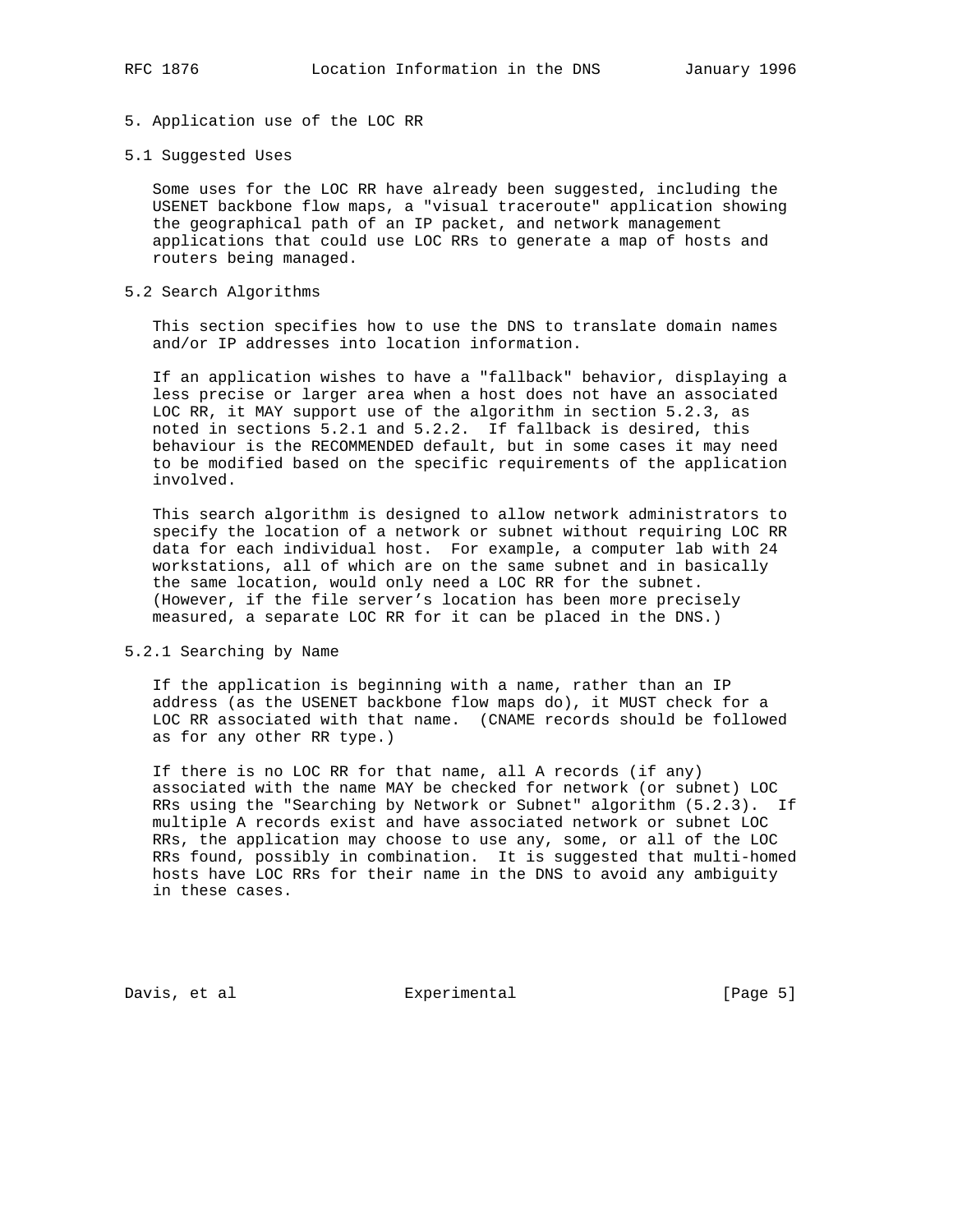## 5. Application use of the LOC RR

### 5.1 Suggested Uses

Some uses for the LOC RR have already been suggested, including the USENET backbone flow maps, a "visual traceroute" application showing the geographical path of an IP packet, and network management applications that could use LOC RRs to generate a map of hosts and routers being managed.

### 5.2 Search Algorithms

This section specifies how to use the DNS to translate domain names and/or IP addresses into location information.

If an application wishes to have a "fallback" behavior, displaying a less precise or larger area when a host does not have an associated LOC RR, it MAY support use of the algorithm in section 5.2.3, as noted in sections 5.2.1 and 5.2.2. If fallback is desired, this behaviour is the RECOMMENDED default, but in some cases it may need to be modified based on the specific requirements of the application involved.

This search algorithm is designed to allow network administrators to specify the location of a network or subnet without requiring LOC RR data for each individual host. For example, a computer lab with 24 workstations, all of which are on the same subnet and in basically the same location, would only need a LOC RR for the subnet. (However, if the file server's location has been more precisely measured, a separate LOC RR for it can be placed in the DNS.)

#### 5.2.1 Searching by Name

If the application is beginning with a name, rather than an IP address (as the USENET backbone flow maps do), it MUST check for a LOC RR associated with that name. (CNAME records should be followed as for any other RR type.)

If there is no LOC RR for that name, all A records (if any) associated with the name MAY be checked for network (or subnet) LOC RRs using the "Searching by Network or Subnet" algorithm (5.2.3). If multiple A records exist and have associated network or subnet LOC RRs, the application may choose to use any, some, or all of the LOC RRs found, possibly in combination. It is suggested that multi-homed hosts have LOC RRs for their name in the DNS to avoid any ambiguity in these cases.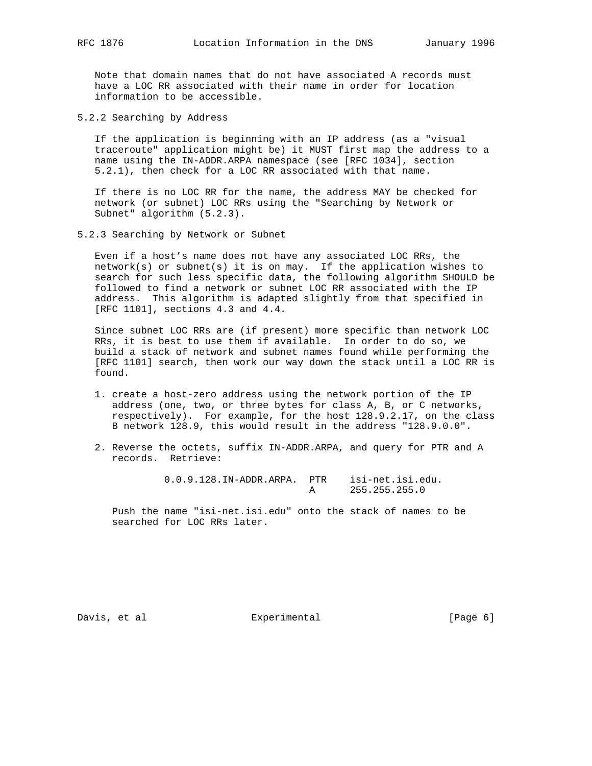Note that domain names that do not have associated A records must have a LOC RR associated with their name in order for location information to be accessible.

### 5.2.2 Searching by Address

If the application is beginning with an IP address (as a "visual traceroute" application might be) it MUST first map the address to a name using the IN-ADDR.ARPA namespace (see [RFC 1034], section 5.2.1), then check for a LOC RR associated with that name.

If there is no LOC RR for the name, the address MAY be checked for network (or subnet) LOC RRs using the "Searching by Network or Subnet" algorithm (5.2.3).

### 5.2.3 Searching by Network or Subnet

Even if a host's name does not have any associated LOC RRs, the network(s) or subnet(s) it is on may. If the application wishes to search for such less specific data, the following algorithm SHOULD be followed to find a network or subnet LOC RR associated with the IP address. This algorithm is adapted slightly from that specified in [RFC 1101], sections 4.3 and 4.4.

Since subnet LOC RRs are (if present) more specific than network LOC RRs, it is best to use them if available. In order to do so, we build a stack of network and subnet names found while performing the [RFC 1101] search, then work our way down the stack until a LOC RR is found.

1. create a host-zero address using the network portion of the IP address (one, two, or three bytes for class A, B, or C networks, respectively). For example, for the host 128.9.2.17, on the class B network 128.9, this would result in the address "128.9.0.0".

2. Reverse the octets, suffix IN-ADDR.ARPA, and query for PTR and A records. Retrieve:

   ```
   0.0.9.128.IN-ADDR.ARPA.  PTR    isi-net.isi.edu.
                            A      255.255.255.0
   ```

   Push the name "isi-net.isi.edu" onto the stack of names to be searched for LOC RRs later.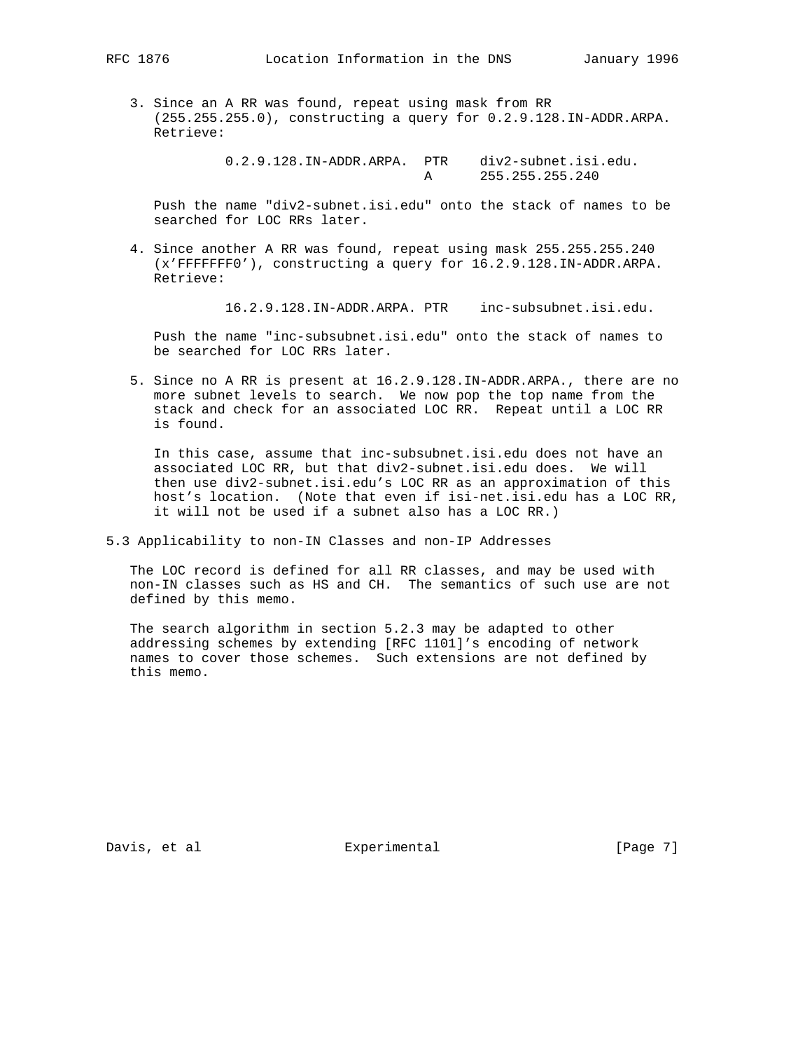3. Since an A RR was found, repeat using mask from RR (255.255.255.0), constructing a query for 0.2.9.128.IN-ADDR.ARPA. Retrieve:

```
         0.2.9.128.IN-ADDR.ARPA.  PTR    div2-subnet.isi.edu.
                                  A      255.255.255.240
```

   Push the name "div2-subnet.isi.edu" onto the stack of names to be searched for LOC RRs later.

4. Since another A RR was found, repeat using mask 255.255.255.240 (x'FFFFFFF0'), constructing a query for 16.2.9.128.IN-ADDR.ARPA. Retrieve:

```
         16.2.9.128.IN-ADDR.ARPA. PTR    inc-subsubnet.isi.edu.
```

   Push the name "inc-subsubnet.isi.edu" onto the stack of names to be searched for LOC RRs later.

5. Since no A RR is present at 16.2.9.128.IN-ADDR.ARPA., there are no more subnet levels to search. We now pop the top name from the stack and check for an associated LOC RR. Repeat until a LOC RR is found.

   In this case, assume that inc-subsubnet.isi.edu does not have an associated LOC RR, but that div2-subnet.isi.edu does. We will then use div2-subnet.isi.edu's LOC RR as an approximation of this host's location. (Note that even if isi-net.isi.edu has a LOC RR, it will not be used if a subnet also has a LOC RR.)

### 5.3 Applicability to non-IN Classes and non-IP Addresses

The LOC record is defined for all RR classes, and may be used with non-IN classes such as HS and CH. The semantics of such use are not defined by this memo.

The search algorithm in section 5.2.3 may be adapted to other addressing schemes by extending [RFC 1101]'s encoding of network names to cover those schemes. Such extensions are not defined by this memo.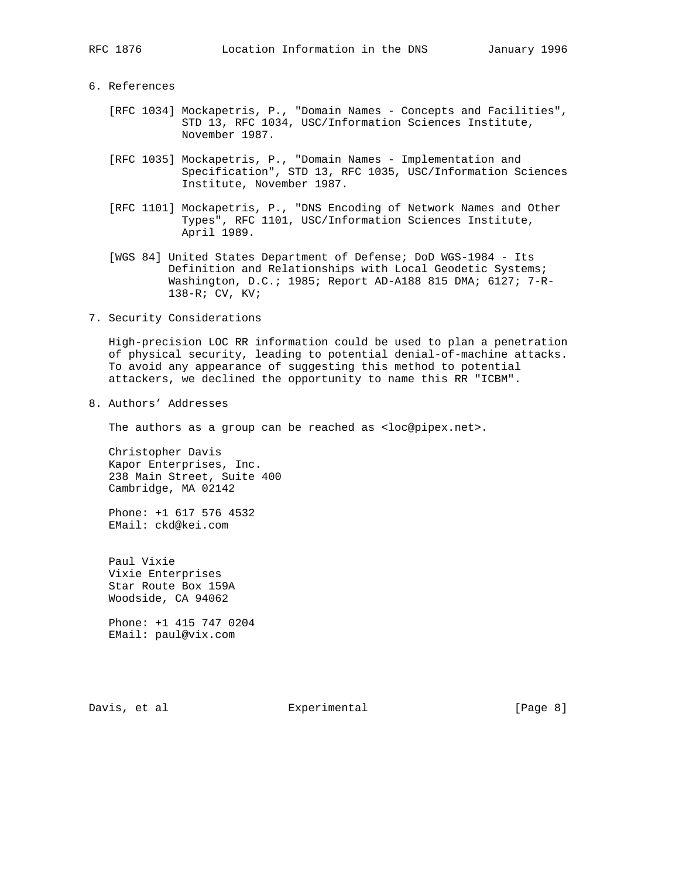## 6. References

[RFC 1034] Mockapetris, P., "Domain Names - Concepts and Facilities", STD 13, RFC 1034, USC/Information Sciences Institute, November 1987.

[RFC 1035] Mockapetris, P., "Domain Names - Implementation and Specification", STD 13, RFC 1035, USC/Information Sciences Institute, November 1987.

[RFC 1101] Mockapetris, P., "DNS Encoding of Network Names and Other Types", RFC 1101, USC/Information Sciences Institute, April 1989.

[WGS 84] United States Department of Defense; DoD WGS-1984 - Its Definition and Relationships with Local Geodetic Systems; Washington, D.C.; 1985; Report AD-A188 815 DMA; 6127; 7-R-138-R; CV, KV;

## 7. Security Considerations

High-precision LOC RR information could be used to plan a penetration of physical security, leading to potential denial-of-machine attacks. To avoid any appearance of suggesting this method to potential attackers, we declined the opportunity to name this RR "ICBM".

## 8. Authors' Addresses

The authors as a group can be reached as <loc@pipex.net>.

Christopher Davis
Kapor Enterprises, Inc.
238 Main Street, Suite 400
Cambridge, MA 02142

Phone: +1 617 576 4532
EMail: ckd@kei.com

Paul Vixie
Vixie Enterprises
Star Route Box 159A
Woodside, CA 94062

Phone: +1 415 747 0204
EMail: paul@vix.com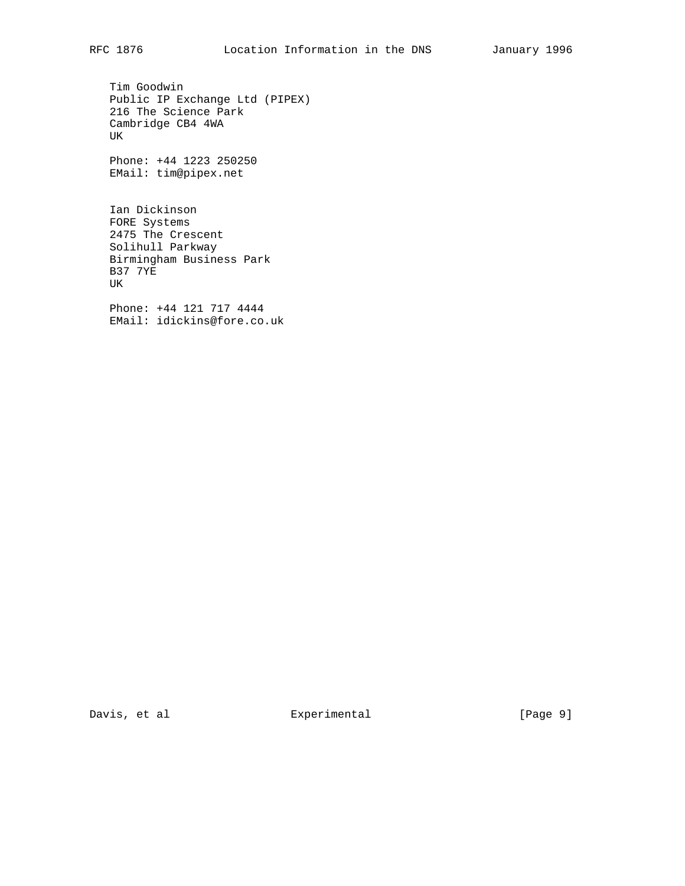Tim Goodwin
Public IP Exchange Ltd (PIPEX)
216 The Science Park
Cambridge CB4 4WA
UK

Phone: +44 1223 250250
EMail: tim@pipex.net

Ian Dickinson
FORE Systems
2475 The Crescent
Solihull Parkway
Birmingham Business Park
B37 7YE
UK

Phone: +44 121 717 4444
EMail: idickins@fore.co.uk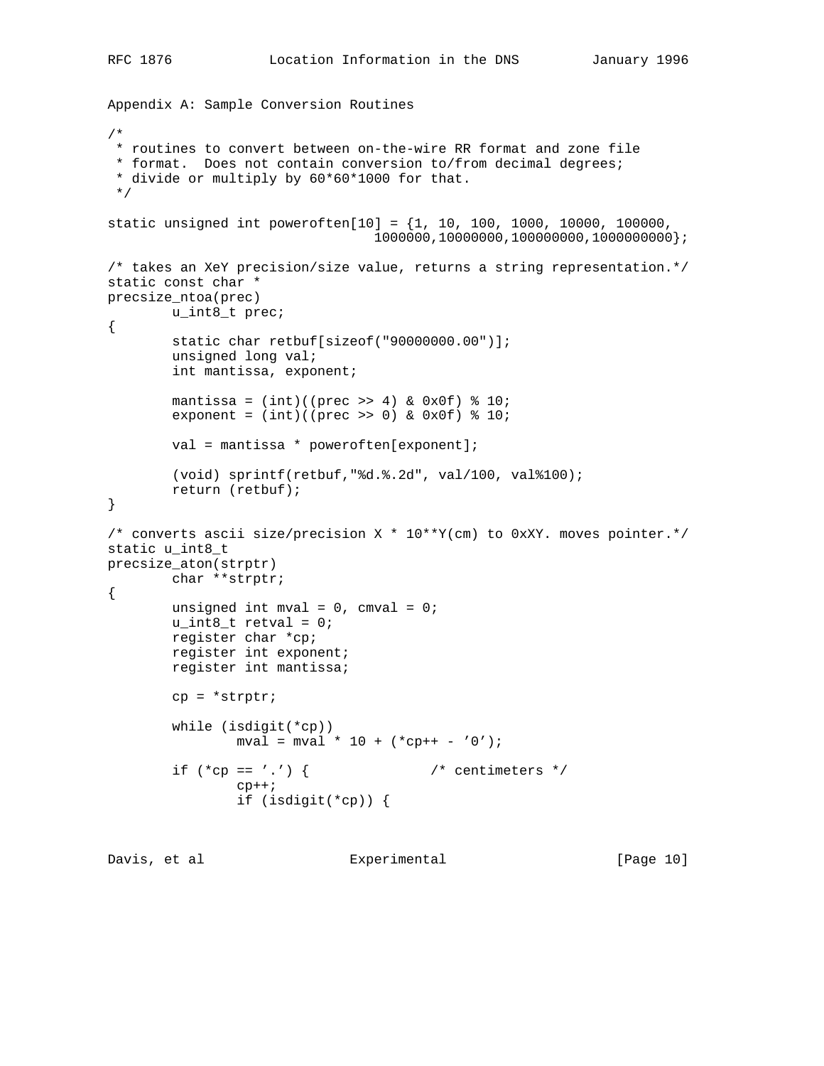Appendix A: Sample Conversion Routines

```
/*
 * routines to convert between on-the-wire RR format and zone file
 * format.  Does not contain conversion to/from decimal degrees;
 * divide or multiply by 60*60*1000 for that.
 */

static unsigned int poweroften[10] = {1, 10, 100, 1000, 10000, 100000,
                                 1000000,10000000,100000000,1000000000};

/* takes an XeY precision/size value, returns a string representation.*/
static const char *
precsize_ntoa(prec)
        u_int8_t prec;
{
        static char retbuf[sizeof("90000000.00")];
        unsigned long val;
        int mantissa, exponent;

        mantissa = (int)((prec >> 4) & 0x0f) % 10;
        exponent = (int)((prec >> 0) & 0x0f) % 10;

        val = mantissa * poweroften[exponent];

        (void) sprintf(retbuf,"%d.%.2d", val/100, val%100);
        return (retbuf);
}

/* converts ascii size/precision X * 10**Y(cm) to 0xXY. moves pointer.*/
static u_int8_t
precsize_aton(strptr)
        char **strptr;
{
        unsigned int mval = 0, cmval = 0;
        u_int8_t retval = 0;
        register char *cp;
        register int exponent;
        register int mantissa;

        cp = *strptr;

        while (isdigit(*cp))
                mval = mval * 10 + (*cp++ - '0');

        if (*cp == '.') {               /* centimeters */
                cp++;
                if (isdigit(*cp)) {
```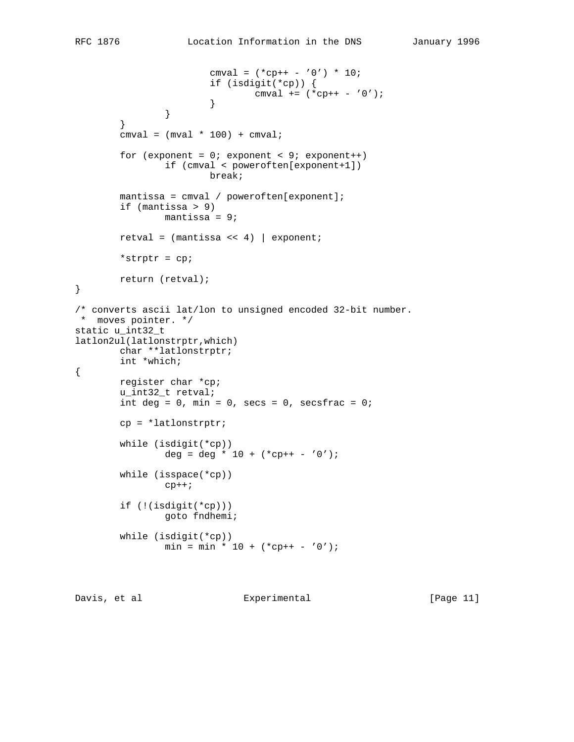```
                        cmval = (*cp++ - '0') * 10;
                        if (isdigit(*cp)) {
                                cmval += (*cp++ - '0');
                        }
                }
        }
        cmval = (mval * 100) + cmval;

        for (exponent = 0; exponent < 9; exponent++)
                if (cmval < poweroften[exponent+1])
                        break;

        mantissa = cmval / poweroften[exponent];
        if (mantissa > 9)
                mantissa = 9;

        retval = (mantissa << 4) | exponent;

        *strptr = cp;

        return (retval);
}

/* converts ascii lat/lon to unsigned encoded 32-bit number.
 *  moves pointer. */
static u_int32_t
latlon2ul(latlonstrptr,which)
        char **latlonstrptr;
        int *which;
{
        register char *cp;
        u_int32_t retval;
        int deg = 0, min = 0, secs = 0, secsfrac = 0;

        cp = *latlonstrptr;

        while (isdigit(*cp))
                deg = deg * 10 + (*cp++ - '0');

        while (isspace(*cp))
                cp++;

        if (!(isdigit(*cp)))
                goto fndhemi;

        while (isdigit(*cp))
                min = min * 10 + (*cp++ - '0');
```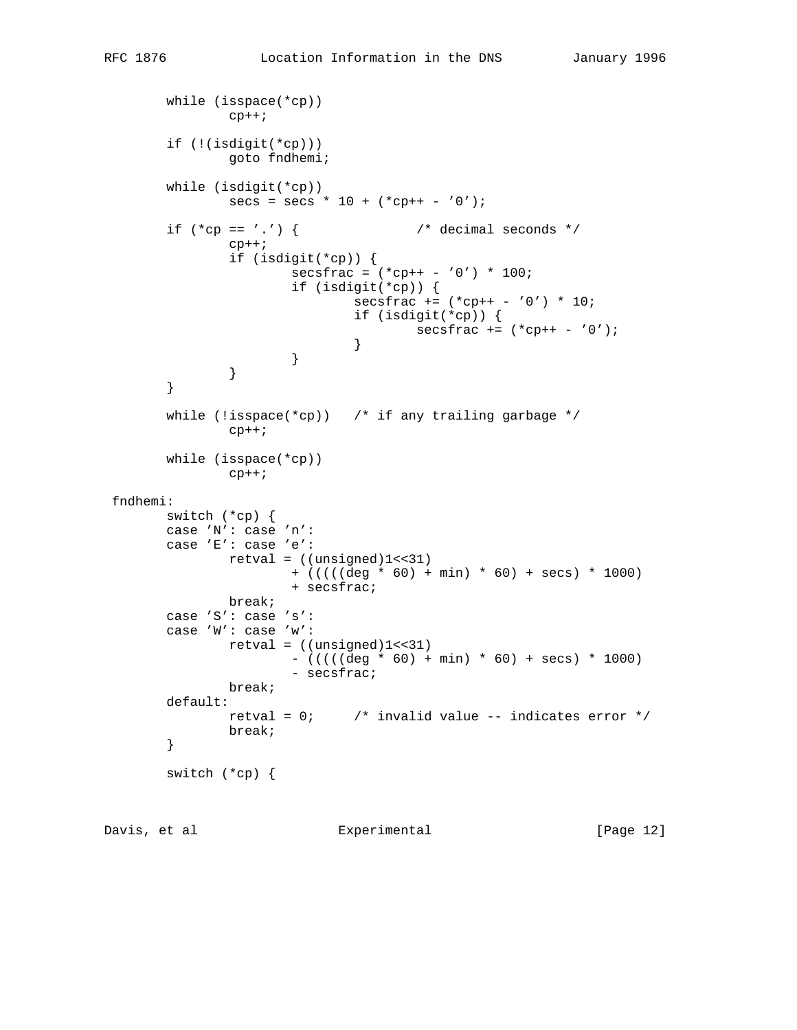```
        while (isspace(*cp))
                cp++;

        if (!(isdigit(*cp)))
                goto fndhemi;

        while (isdigit(*cp))
                secs = secs * 10 + (*cp++ - '0');

        if (*cp == '.') {               /* decimal seconds */
                cp++;
                if (isdigit(*cp)) {
                        secsfrac = (*cp++ - '0') * 100;
                        if (isdigit(*cp)) {
                                secsfrac += (*cp++ - '0') * 10;
                                if (isdigit(*cp)) {
                                        secsfrac += (*cp++ - '0');
                                }
                        }
                }
        }

        while (!isspace(*cp))   /* if any trailing garbage */
                cp++;

        while (isspace(*cp))
                cp++;

 fndhemi:
        switch (*cp) {
        case 'N': case 'n':
        case 'E': case 'e':
                retval = ((unsigned)1<<31)
                        + (((((deg * 60) + min) * 60) + secs) * 1000)
                        + secsfrac;
                break;
        case 'S': case 's':
        case 'W': case 'w':
                retval = ((unsigned)1<<31)
                        - (((((deg * 60) + min) * 60) + secs) * 1000)
                        - secsfrac;
                break;
        default:
                retval = 0;     /* invalid value -- indicates error */
                break;
        }

        switch (*cp) {
```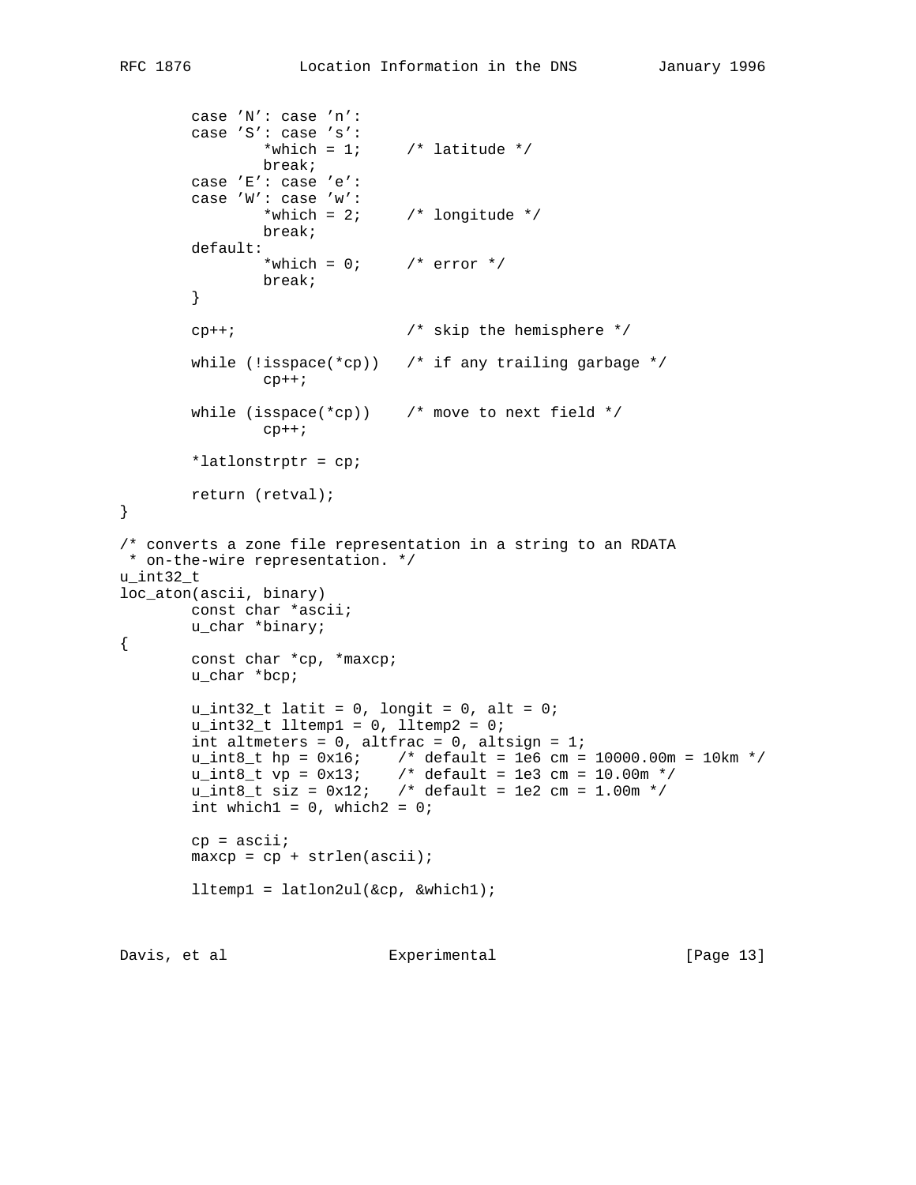```
        case 'N': case 'n':
        case 'S': case 's':
                *which = 1;     /* latitude */
                break;
        case 'E': case 'e':
        case 'W': case 'w':
                *which = 2;     /* longitude */
                break;
        default:
                *which = 0;     /* error */
                break;
        }

        cp++;                   /* skip the hemisphere */

        while (!isspace(*cp))   /* if any trailing garbage */
                cp++;

        while (isspace(*cp))    /* move to next field */
                cp++;

        *latlonstrptr = cp;

        return (retval);
}

/* converts a zone file representation in a string to an RDATA
 * on-the-wire representation. */
u_int32_t
loc_aton(ascii, binary)
        const char *ascii;
        u_char *binary;
{
        const char *cp, *maxcp;
        u_char *bcp;

        u_int32_t latit = 0, longit = 0, alt = 0;
        u_int32_t lltemp1 = 0, lltemp2 = 0;
        int altmeters = 0, altfrac = 0, altsign = 1;
        u_int8_t hp = 0x16;    /* default = 1e6 cm = 10000.00m = 10km */
        u_int8_t vp = 0x13;    /* default = 1e3 cm = 10.00m */
        u_int8_t siz = 0x12;   /* default = 1e2 cm = 1.00m */
        int which1 = 0, which2 = 0;

        cp = ascii;
        maxcp = cp + strlen(ascii);

        lltemp1 = latlon2ul(&cp, &which1);
```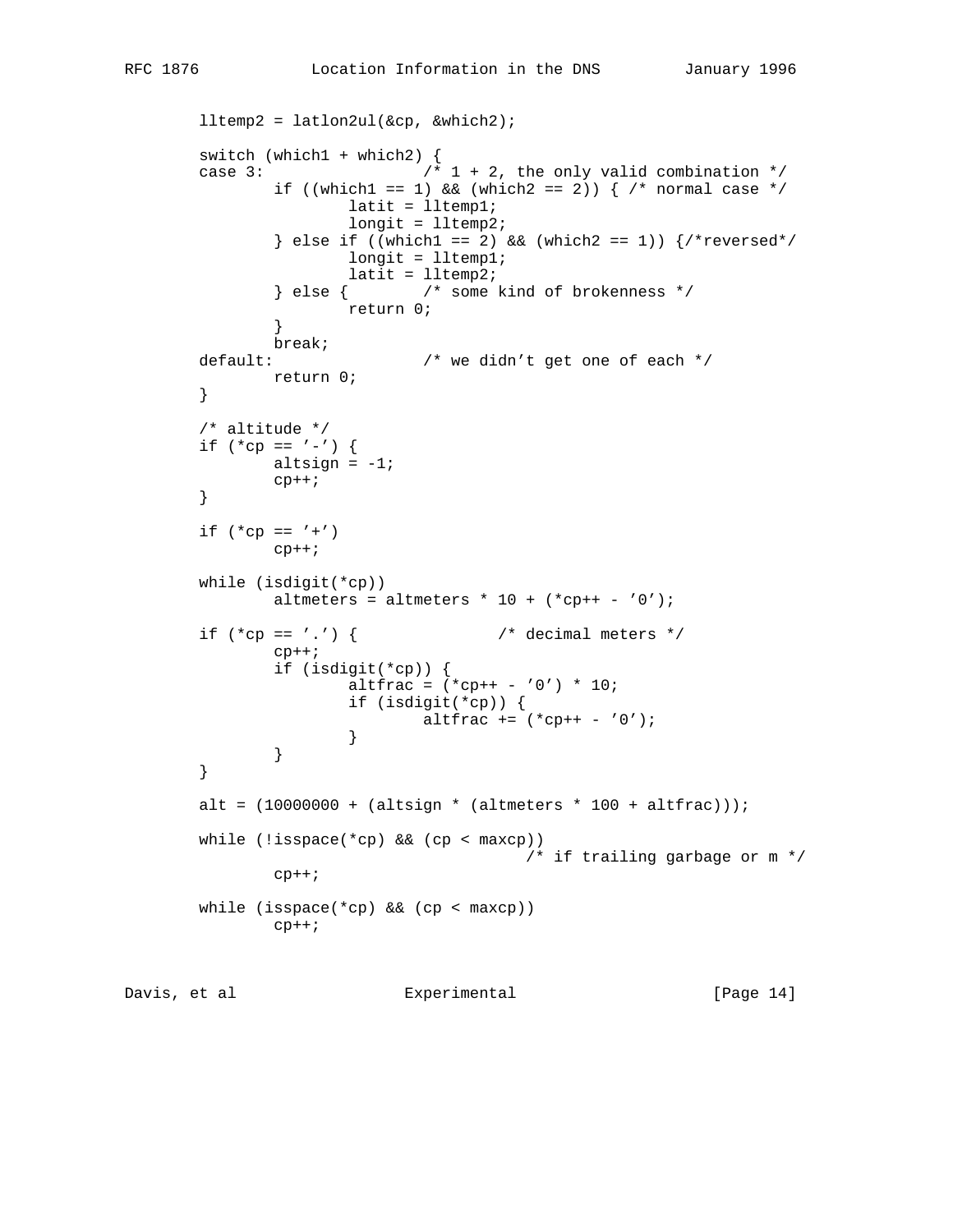```
        lltemp2 = latlon2ul(&cp, &which2);

        switch (which1 + which2) {
        case 3:                 /* 1 + 2, the only valid combination */
                if ((which1 == 1) && (which2 == 2)) { /* normal case */
                        latit = lltemp1;
                        longit = lltemp2;
                } else if ((which1 == 2) && (which2 == 1)) {/*reversed*/
                        longit = lltemp1;
                        latit = lltemp2;
                } else {        /* some kind of brokenness */
                        return 0;
                }
                break;
        default:                /* we didn't get one of each */
                return 0;
        }

        /* altitude */
        if (*cp == '-') {
                altsign = -1;
                cp++;
        }

        if (*cp == '+')
                cp++;

        while (isdigit(*cp))
                altmeters = altmeters * 10 + (*cp++ - '0');

        if (*cp == '.') {               /* decimal meters */
                cp++;
                if (isdigit(*cp)) {
                        altfrac = (*cp++ - '0') * 10;
                        if (isdigit(*cp)) {
                                altfrac += (*cp++ - '0');
                        }
                }
        }

        alt = (10000000 + (altsign * (altmeters * 100 + altfrac)));

        while (!isspace(*cp) && (cp < maxcp))
                                           /* if trailing garbage or m */
                cp++;

        while (isspace(*cp) && (cp < maxcp))
                cp++;
```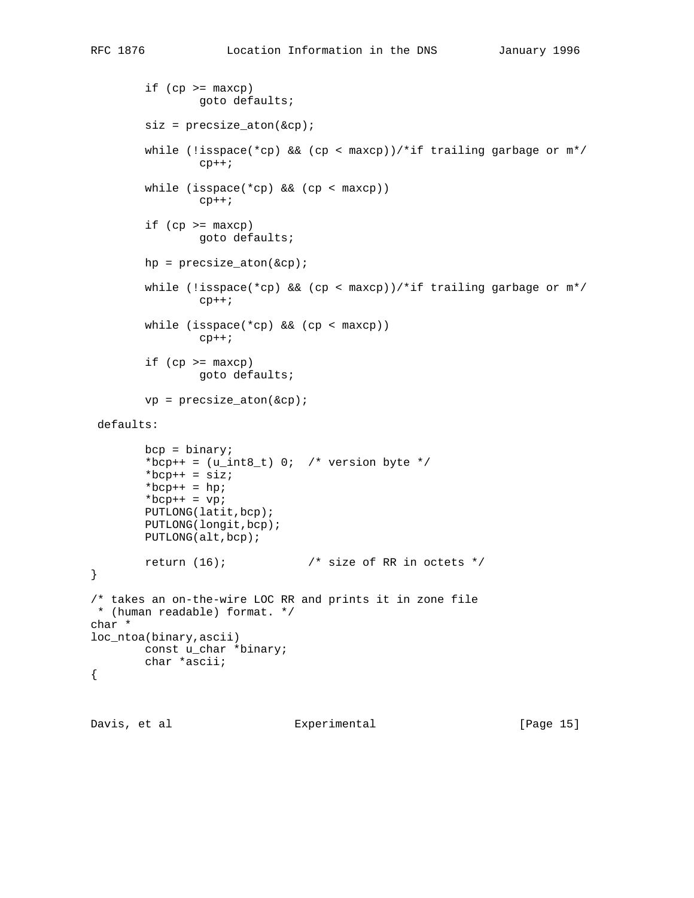```
        if (cp >= maxcp)
                goto defaults;

        siz = precsize_aton(&cp);

        while (!isspace(*cp) && (cp < maxcp))/*if trailing garbage or m*/
                cp++;

        while (isspace(*cp) && (cp < maxcp))
                cp++;

        if (cp >= maxcp)
                goto defaults;

        hp = precsize_aton(&cp);

        while (!isspace(*cp) && (cp < maxcp))/*if trailing garbage or m*/
                cp++;

        while (isspace(*cp) && (cp < maxcp))
                cp++;

        if (cp >= maxcp)
                goto defaults;

        vp = precsize_aton(&cp);

 defaults:

        bcp = binary;
        *bcp++ = (u_int8_t) 0;  /* version byte */
        *bcp++ = siz;
        *bcp++ = hp;
        *bcp++ = vp;
        PUTLONG(latit,bcp);
        PUTLONG(longit,bcp);
        PUTLONG(alt,bcp);

        return (16);            /* size of RR in octets */
}

/* takes an on-the-wire LOC RR and prints it in zone file
 * (human readable) format. */
char *
loc_ntoa(binary,ascii)
        const u_char *binary;
        char *ascii;
{
```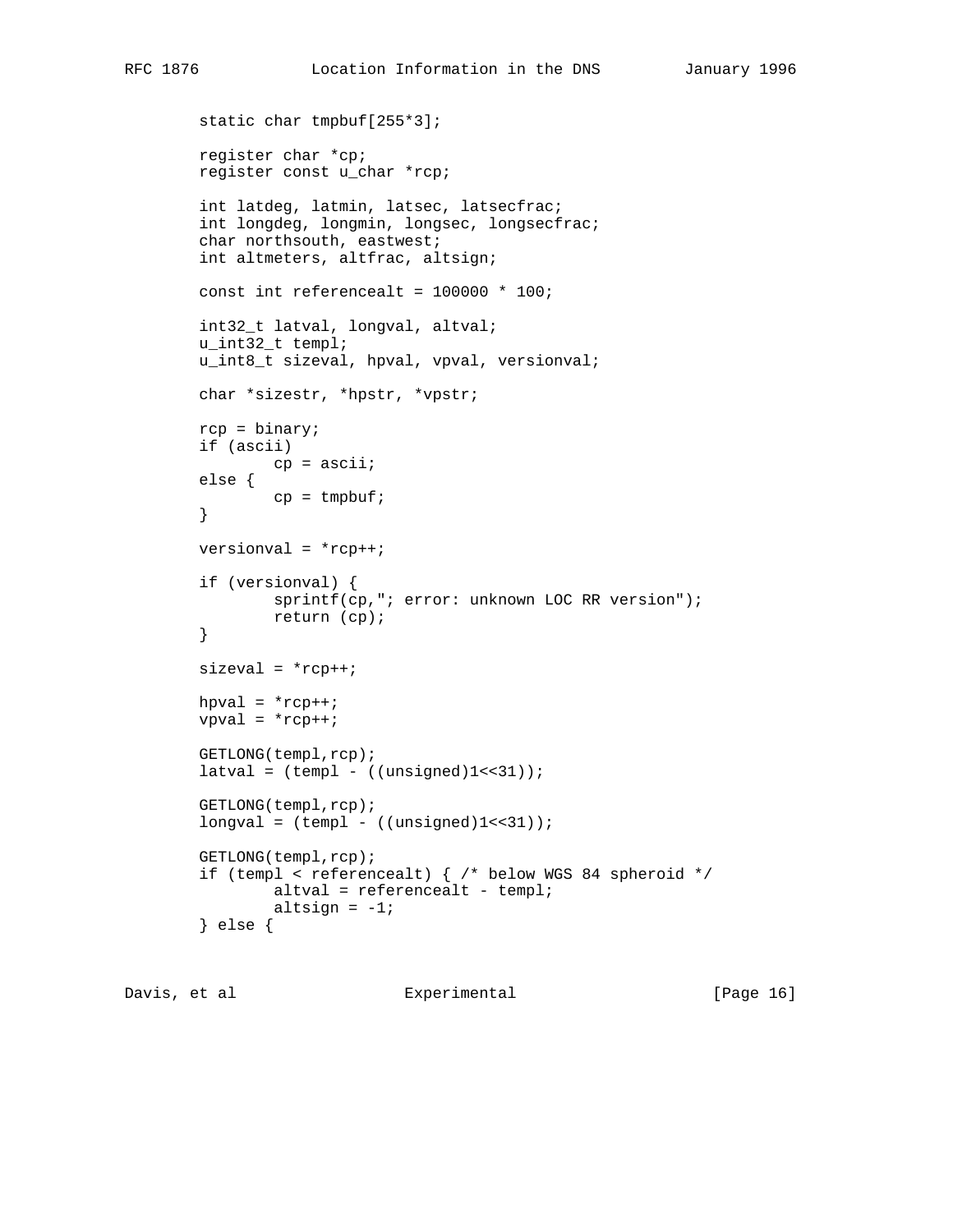```
        static char tmpbuf[255*3];

        register char *cp;
        register const u_char *rcp;

        int latdeg, latmin, latsec, latsecfrac;
        int longdeg, longmin, longsec, longsecfrac;
        char northsouth, eastwest;
        int altmeters, altfrac, altsign;

        const int referencealt = 100000 * 100;

        int32_t latval, longval, altval;
        u_int32_t templ;
        u_int8_t sizeval, hpval, vpval, versionval;

        char *sizestr, *hpstr, *vpstr;

        rcp = binary;
        if (ascii)
                cp = ascii;
        else {
                cp = tmpbuf;
        }

        versionval = *rcp++;

        if (versionval) {
                sprintf(cp,"; error: unknown LOC RR version");
                return (cp);
        }

        sizeval = *rcp++;

        hpval = *rcp++;
        vpval = *rcp++;

        GETLONG(templ,rcp);
        latval = (templ - ((unsigned)1<<31));

        GETLONG(templ,rcp);
        longval = (templ - ((unsigned)1<<31));

        GETLONG(templ,rcp);
        if (templ < referencealt) { /* below WGS 84 spheroid */
                altval = referencealt - templ;
                altsign = -1;
        } else {
```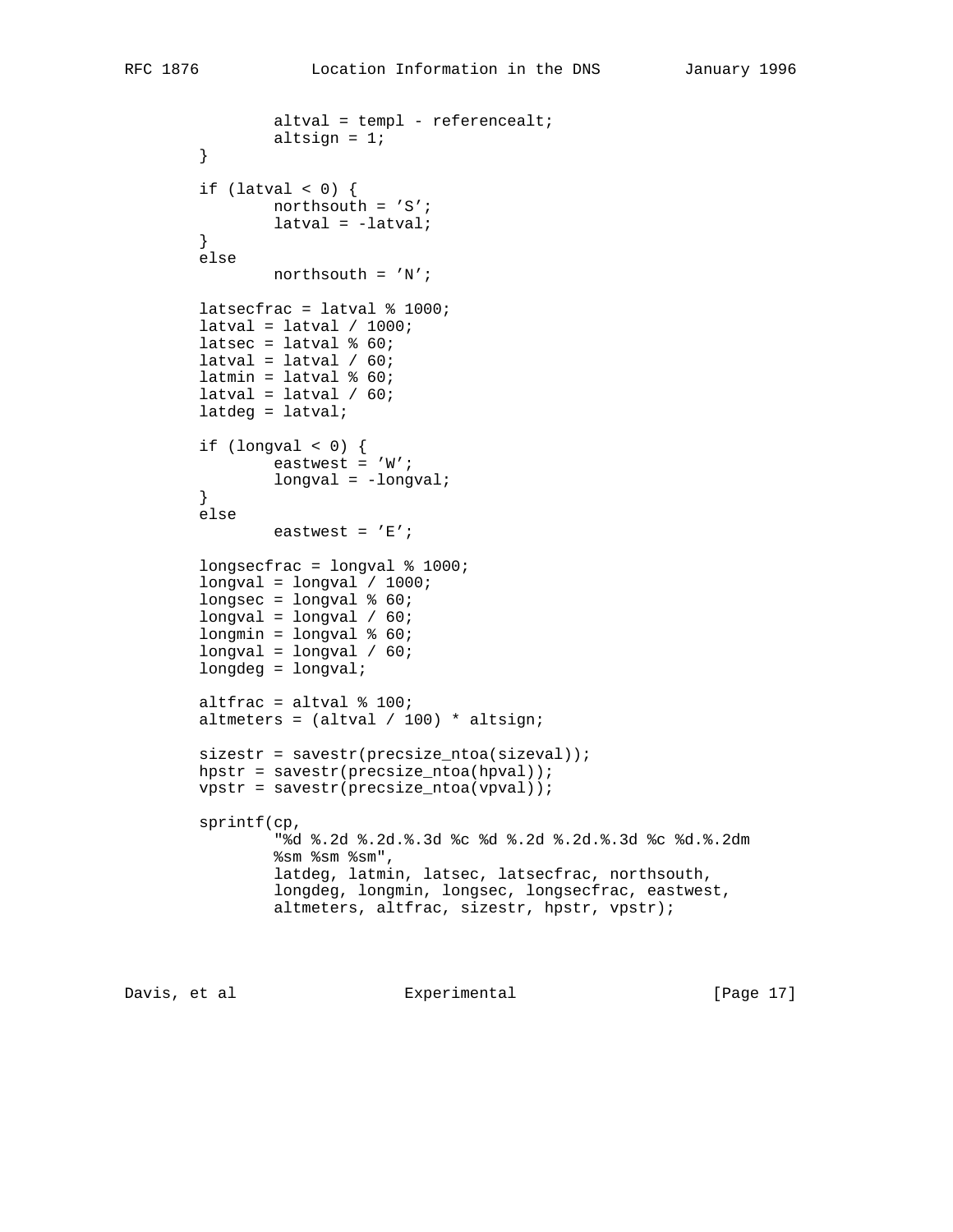```
                altval = templ - referencealt;
                altsign = 1;
        }

        if (latval < 0) {
                northsouth = 'S';
                latval = -latval;
        }
        else
                northsouth = 'N';

        latsecfrac = latval % 1000;
        latval = latval / 1000;
        latsec = latval % 60;
        latval = latval / 60;
        latmin = latval % 60;
        latval = latval / 60;
        latdeg = latval;

        if (longval < 0) {
                eastwest = 'W';
                longval = -longval;
        }
        else
                eastwest = 'E';

        longsecfrac = longval % 1000;
        longval = longval / 1000;
        longsec = longval % 60;
        longval = longval / 60;
        longmin = longval % 60;
        longval = longval / 60;
        longdeg = longval;

        altfrac = altval % 100;
        altmeters = (altval / 100) * altsign;

        sizestr = savestr(precsize_ntoa(sizeval));
        hpstr = savestr(precsize_ntoa(hpval));
        vpstr = savestr(precsize_ntoa(vpval));

        sprintf(cp,
                "%d %.2d %.2d.%.3d %c %d %.2d %.2d.%.3d %c %d.%.2dm
                %sm %sm %sm",
                latdeg, latmin, latsec, latsecfrac, northsouth,
                longdeg, longmin, longsec, longsecfrac, eastwest,
                altmeters, altfrac, sizestr, hpstr, vpstr);
```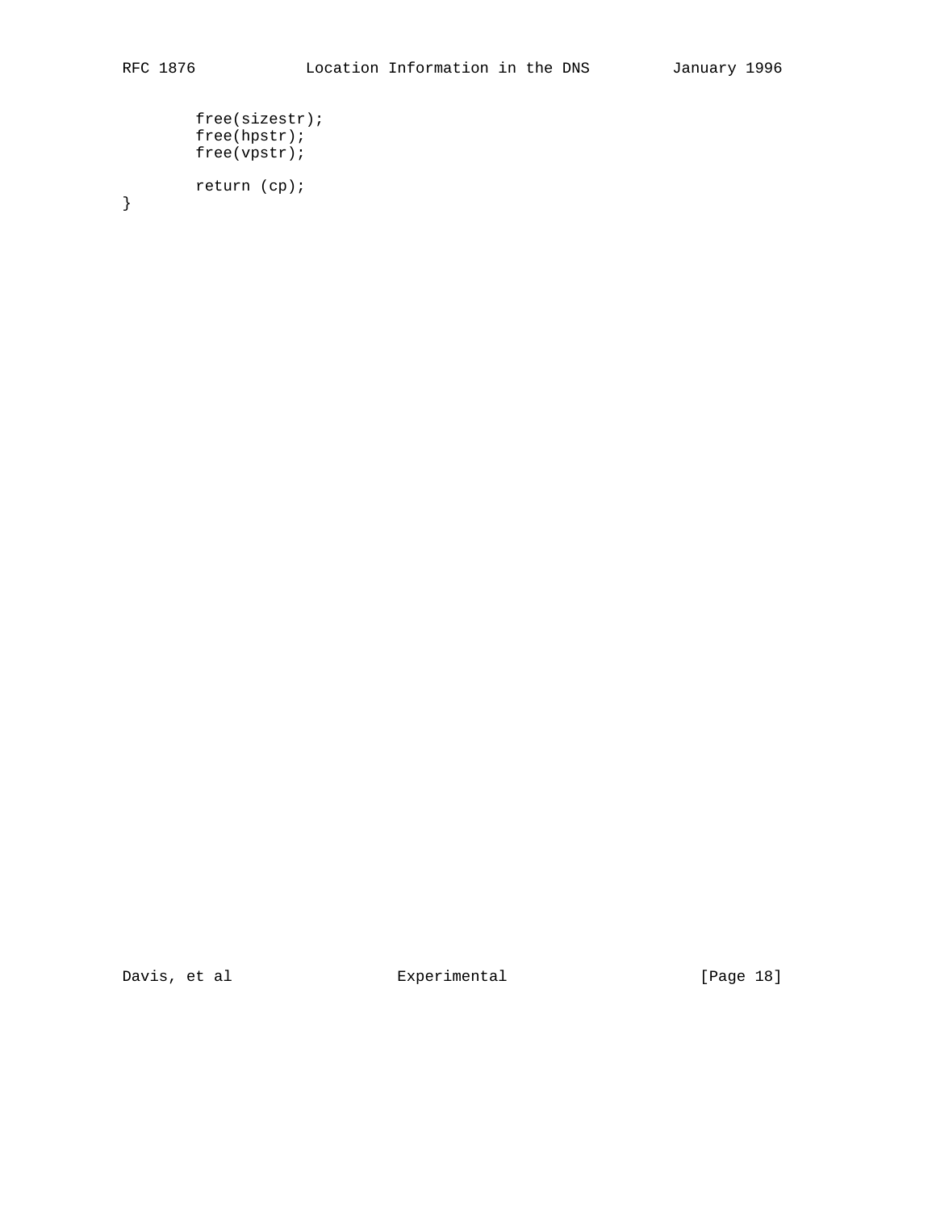```
        free(sizestr);
        free(hpstr);
        free(vpstr);

        return (cp);
}
```